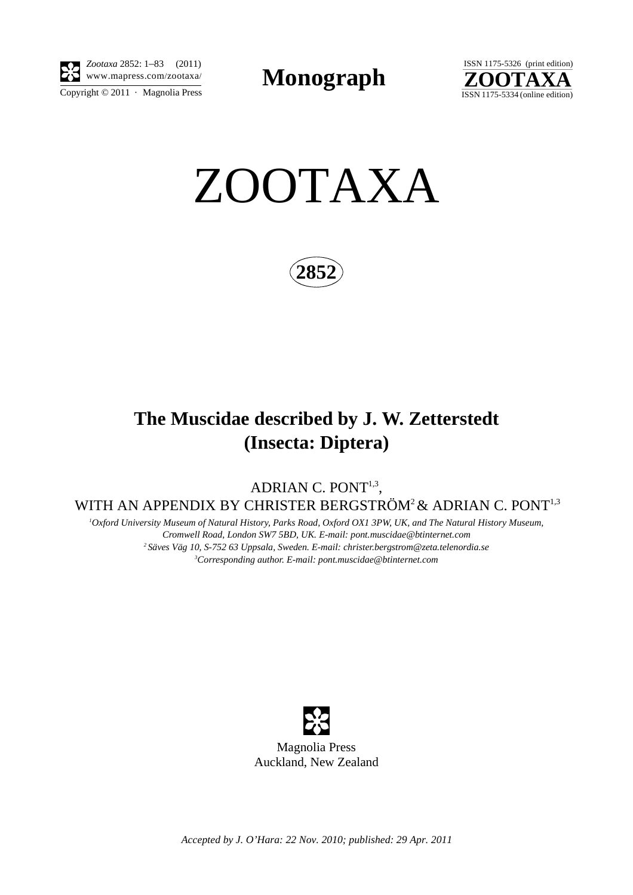# ZOOTAXA

**2852**

## The Muscidae described by J. W. Zetterstedt (Insecta: Diptera)

ADRIAN C. PONT[1,3],
WITH AN APPENDIX BY CHRISTER BERGSTRÖM[2] & ADRIAN C. PONT[1,3]

*[1]Oxford University Museum of Natural History, Parks Road, Oxford OX1 3PW, UK, and The Natural History Museum, Cromwell Road, London SW7 5BD, UK. E-mail: pont.muscidae@btinternet.com*
*[2]Säves Väg 10, S-752 63 Uppsala, Sweden. E-mail: christer.bergstrom@zeta.telenordia.se*
*[3]Corresponding author. E-mail: pont.muscidae@btinternet.com*

Magnolia Press
Auckland, New Zealand

*Accepted by J. O'Hara: 22 Nov. 2010; published: 29 Apr. 2011*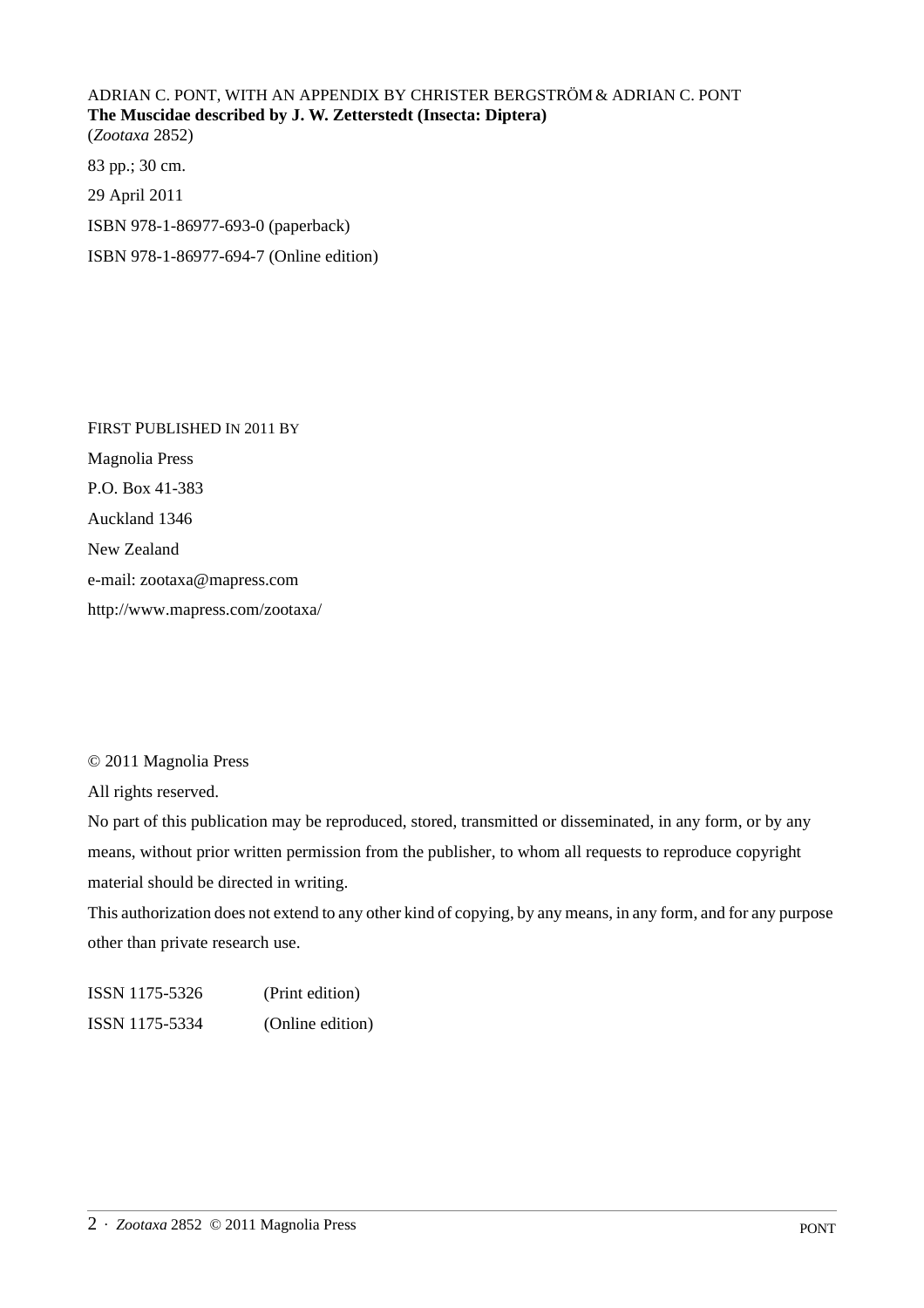ADRIAN C. PONT, WITH AN APPENDIX BY CHRISTER BERGSTRÖM & ADRIAN C. PONT
**The Muscidae described by J. W. Zetterstedt (Insecta: Diptera)**
(*Zootaxa* 2852)

83 pp.; 30 cm.

29 April 2011

ISBN 978-1-86977-693-0 (paperback)

ISBN 978-1-86977-694-7 (Online edition)

FIRST PUBLISHED IN 2011 BY

Magnolia Press

P.O. Box 41-383

Auckland 1346

New Zealand

e-mail: zootaxa@mapress.com

http://www.mapress.com/zootaxa/

© 2011 Magnolia Press

All rights reserved.

No part of this publication may be reproduced, stored, transmitted or disseminated, in any form, or by any means, without prior written permission from the publisher, to whom all requests to reproduce copyright material should be directed in writing.

This authorization does not extend to any other kind of copying, by any means, in any form, and for any purpose other than private research use.

ISSN 1175-5326 (Print edition)

ISSN 1175-5334 (Online edition)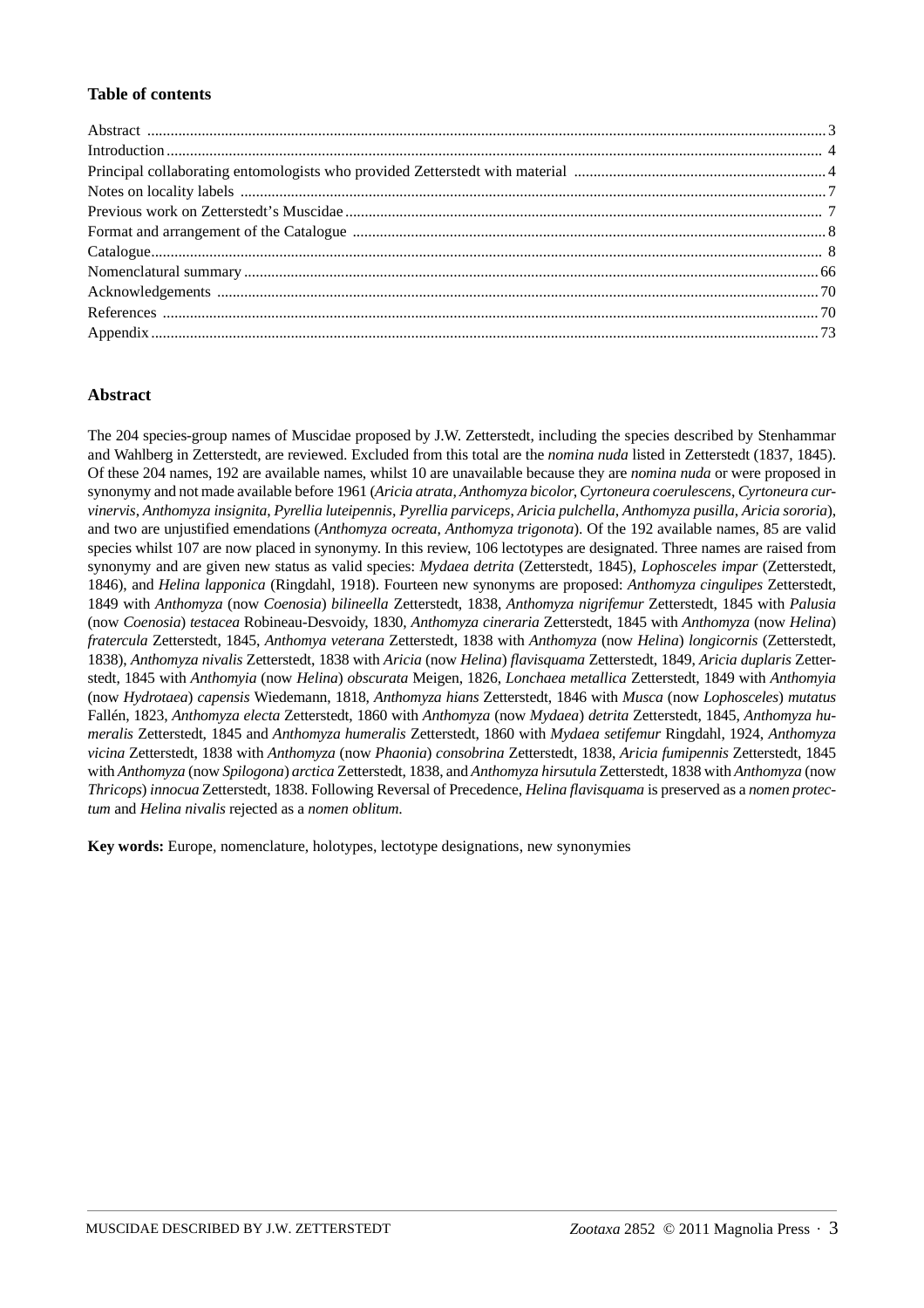## Table of contents

| | |
|---|---|
| Abstract | 3 |
| Introduction | 4 |
| Principal collaborating entomologists who provided Zetterstedt with material | 4 |
| Notes on locality labels | 7 |
| Previous work on Zetterstedt's Muscidae | 7 |
| Format and arrangement of the Catalogue | 8 |
| Catalogue | 8 |
| Nomenclatural summary | 66 |
| Acknowledgements | 70 |
| References | 70 |
| Appendix | 73 |

## Abstract

The 204 species-group names of Muscidae proposed by J.W. Zetterstedt, including the species described by Stenhammar and Wahlberg in Zetterstedt, are reviewed. Excluded from this total are the *nomina nuda* listed in Zetterstedt (1837, 1845). Of these 204 names, 192 are available names, whilst 10 are unavailable because they are *nomina nuda* or were proposed in synonymy and not made available before 1961 (*Aricia atrata*, *Anthomyza bicolor*, *Cyrtoneura coerulescens*, *Cyrtoneura curvinervis*, *Anthomyza insignita*, *Pyrellia luteipennis*, *Pyrellia parviceps*, *Aricia pulchella*, *Anthomyza pusilla*, *Aricia sororia*), and two are unjustified emendations (*Anthomyza ocreata*, *Anthomyza trigonota*). Of the 192 available names, 85 are valid species whilst 107 are now placed in synonymy. In this review, 106 lectotypes are designated. Three names are raised from synonymy and are given new status as valid species: *Mydaea detrita* (Zetterstedt, 1845), *Lophosceles impar* (Zetterstedt, 1846), and *Helina lapponica* (Ringdahl, 1918). Fourteen new synonyms are proposed: *Anthomyza cingulipes* Zetterstedt, 1849 with *Anthomyza* (now *Coenosia*) *bilineella* Zetterstedt, 1838, *Anthomyza nigrifemur* Zetterstedt, 1845 with *Palusia* (now *Coenosia*) *testacea* Robineau-Desvoidy, 1830, *Anthomyza cineraria* Zetterstedt, 1845 with *Anthomyza* (now *Helina*) *fratercula* Zetterstedt, 1845, *Anthomya veterana* Zetterstedt, 1838 with *Anthomyza* (now *Helina*) *longicornis* (Zetterstedt, 1838), *Anthomyza nivalis* Zetterstedt, 1838 with *Aricia* (now *Helina*) *flavisquama* Zetterstedt, 1849, *Aricia duplaris* Zetterstedt, 1845 with *Anthomyia* (now *Helina*) *obscurata* Meigen, 1826, *Lonchaea metallica* Zetterstedt, 1849 with *Anthomyia* (now *Hydrotaea*) *capensis* Wiedemann, 1818, *Anthomyza hians* Zetterstedt, 1846 with *Musca* (now *Lophosceles*) *mutatus* Fallén, 1823, *Anthomyza electa* Zetterstedt, 1860 with *Anthomyza* (now *Mydaea*) *detrita* Zetterstedt, 1845, *Anthomyza humeralis* Zetterstedt, 1845 and *Anthomyza humeralis* Zetterstedt, 1860 with *Mydaea setifemur* Ringdahl, 1924, *Anthomyza vicina* Zetterstedt, 1838 with *Anthomyza* (now *Phaonia*) *consobrina* Zetterstedt, 1838, *Aricia fumipennis* Zetterstedt, 1845 with *Anthomyza* (now *Spilogona*) *arctica* Zetterstedt, 1838, and *Anthomyza hirsutula* Zetterstedt, 1838 with *Anthomyza* (now *Thricops*) *innocua* Zetterstedt, 1838. Following Reversal of Precedence, *Helina flavisquama* is preserved as a *nomen protectum* and *Helina nivalis* rejected as a *nomen oblitum*.

**Key words:** Europe, nomenclature, holotypes, lectotype designations, new synonymies